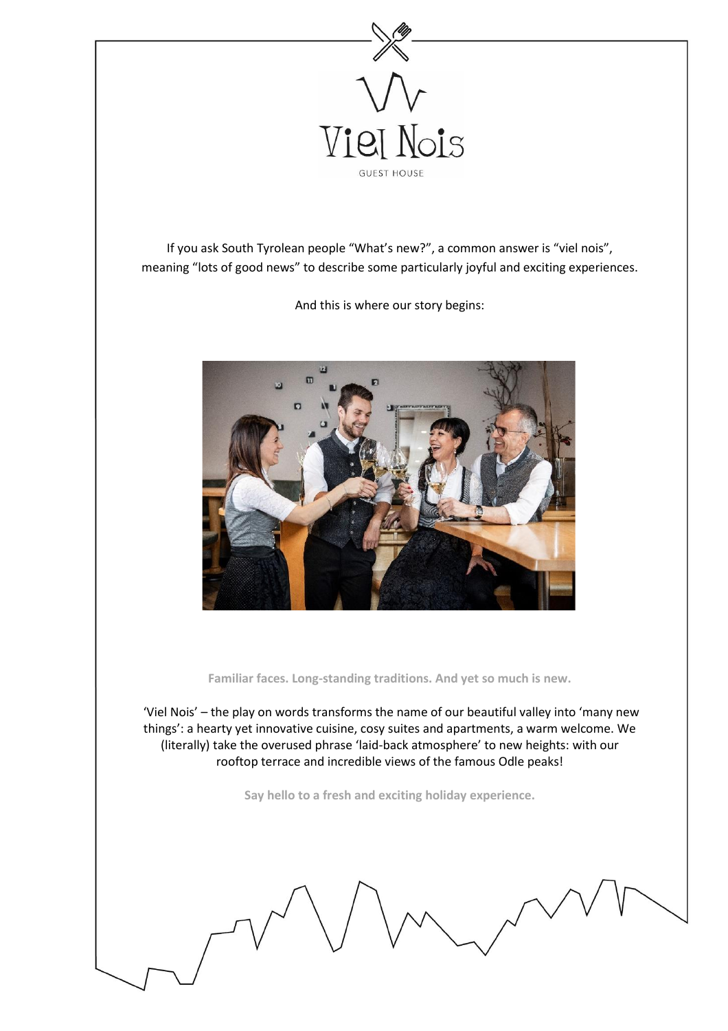# Viel Nois

GUEST HOUSE

If you ask South Tyrolean people "What's new?", a common answer is "viel nois", meaning "lots of good news" to describe some particularly joyful and exciting experiences.

And this is where our story begins:

**Familiar faces. Long-standing traditions. And yet so much is new.**

'Viel Nois' – the play on words transforms the name of our beautiful valley into 'many new things': a hearty yet innovative cuisine, cosy suites and apartments, a warm welcome. We (literally) take the overused phrase 'laid-back atmosphere' to new heights: with our rooftop terrace and incredible views of the famous Odle peaks!

**Say hello to a fresh and exciting holiday experience.**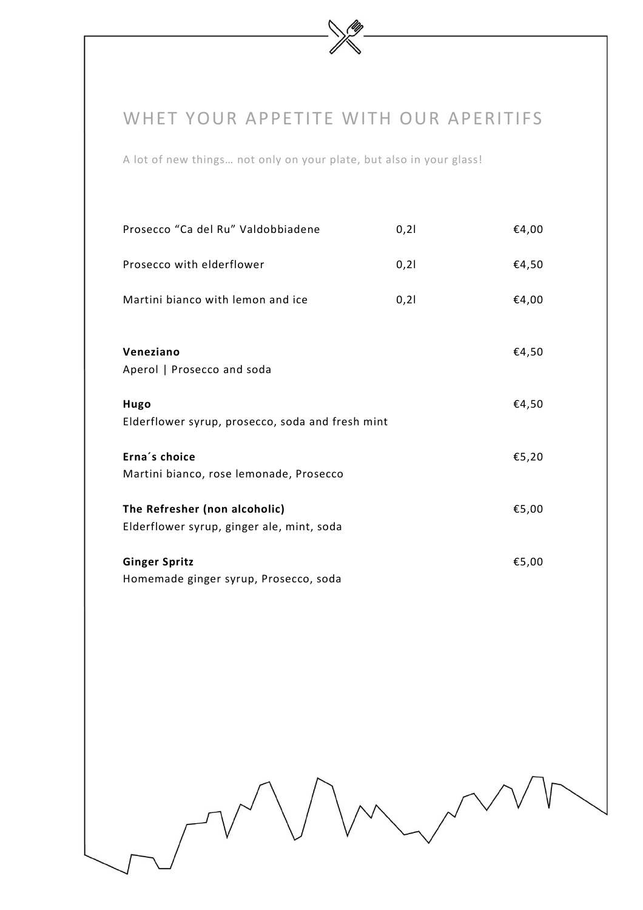# WHET YOUR APPETITE WITH OUR APERITIFS

A lot of new things… not only on your plate, but also in your glass!

| | | |
|---|---|---|
| Prosecco "Ca del Ru" Valdobbiadene | 0,2l | €4,00 |
| Prosecco with elderflower | 0,2l | €4,50 |
| Martini bianco with lemon and ice | 0,2l | €4,00 |

**Veneziano** €4,50
Aperol | Prosecco and soda

**Hugo** €4,50
Elderflower syrup, prosecco, soda and fresh mint

**Erna´s choice** €5,20
Martini bianco, rose lemonade, Prosecco

**The Refresher (non alcoholic)** €5,00
Elderflower syrup, ginger ale, mint, soda

**Ginger Spritz** €5,00
Homemade ginger syrup, Prosecco, soda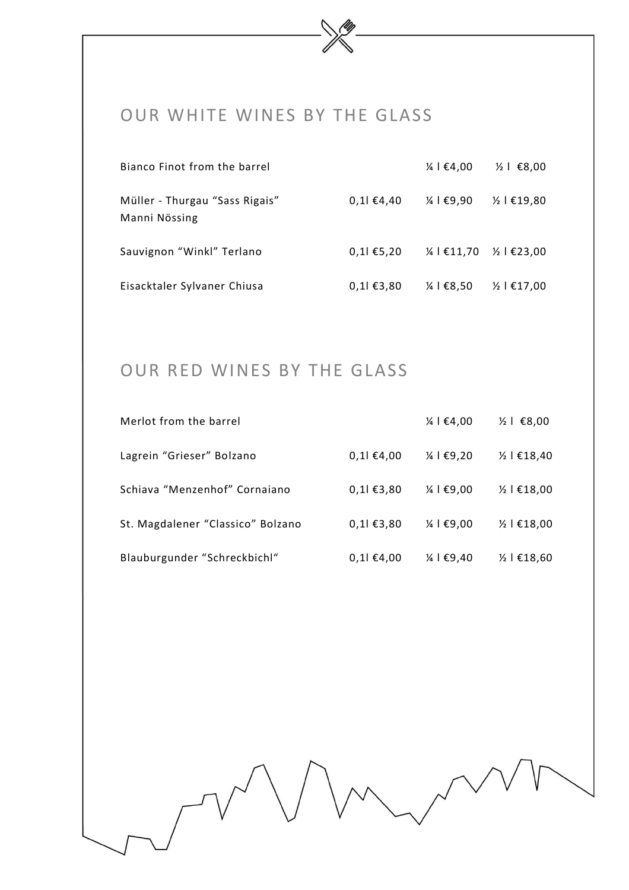## OUR WHITE WINES BY THE GLASS

| Wine | 0,1l | ¼ l | ½ l |
|---|---|---|---|
| Bianco Finot from the barrel | | ¼ l €4,00 | ½ l €8,00 |
| Müller - Thurgau "Sass Rigais" Manni Nössing | 0,1l €4,40 | ¼ l €9,90 | ½ l €19,80 |
| Sauvignon "Winkl" Terlano | 0,1l €5,20 | ¼ l €11,70 | ½ l €23,00 |
| Eisacktaler Sylvaner Chiusa | 0,1l €3,80 | ¼ l €8,50 | ½ l €17,00 |

## OUR RED WINES BY THE GLASS

| Wine | 0,1l | ¼ l | ½ l |
|---|---|---|---|
| Merlot from the barrel | | ¼ l €4,00 | ½ l €8,00 |
| Lagrein "Grieser" Bolzano | 0,1l €4,00 | ¼ l €9,20 | ½ l €18,40 |
| Schiava "Menzenhof" Cornaiano | 0,1l €3,80 | ¼ l €9,00 | ½ l €18,00 |
| St. Magdalener "Classico" Bolzano | 0,1l €3,80 | ¼ l €9,00 | ½ l €18,00 |
| Blauburgunder "Schreckbichl" | 0,1l €4,00 | ¼ l €9,40 | ½ l €18,60 |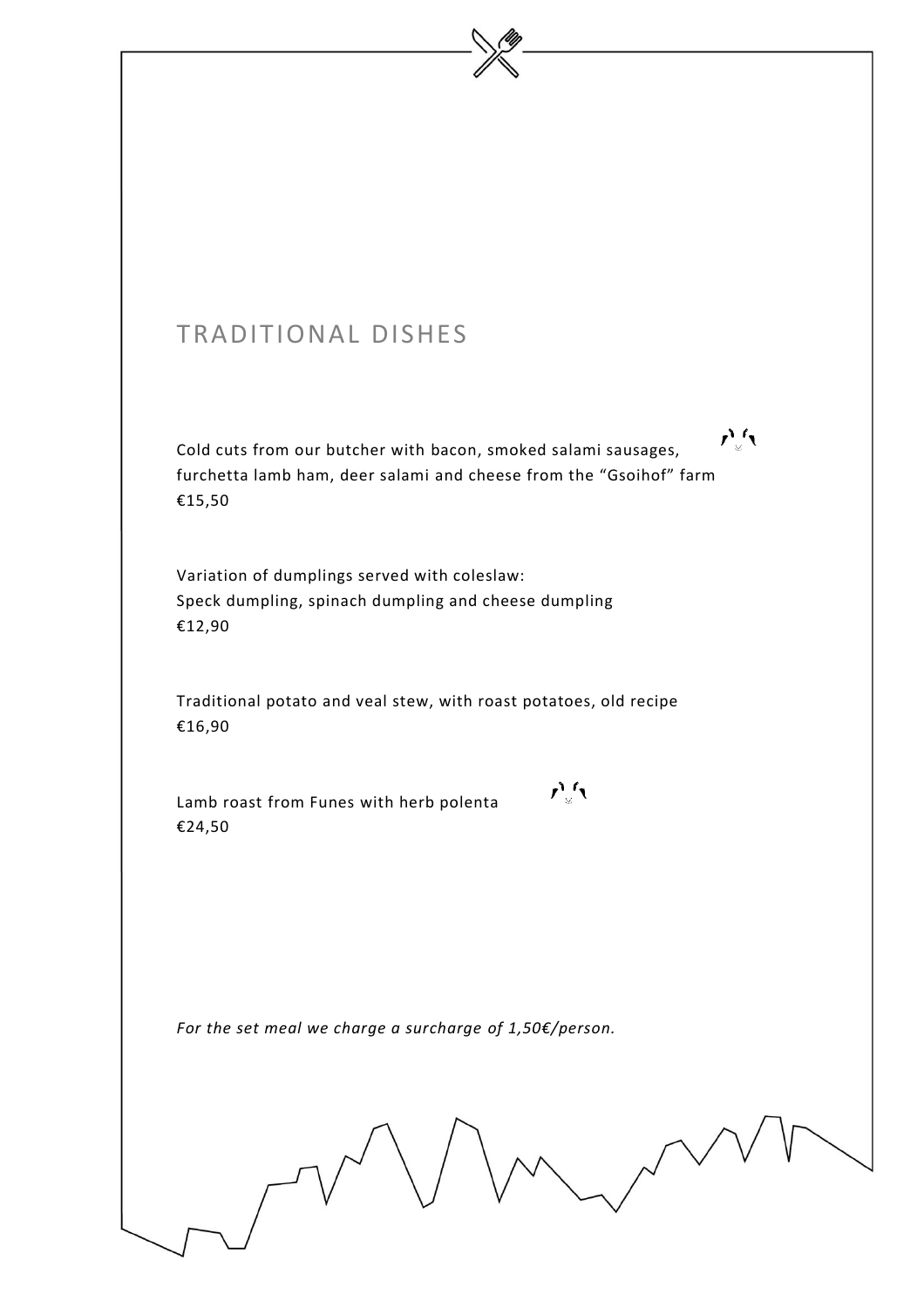# TRADITIONAL DISHES

Cold cuts from our butcher with bacon, smoked salami sausages, furchetta lamb ham, deer salami and cheese from the "Gsoihof" farm
€15,50

Variation of dumplings served with coleslaw:
Speck dumpling, spinach dumpling and cheese dumpling
€12,90

Traditional potato and veal stew, with roast potatoes, old recipe
€16,90

Lamb roast from Funes with herb polenta
€24,50

*For the set meal we charge a surcharge of 1,50€/person.*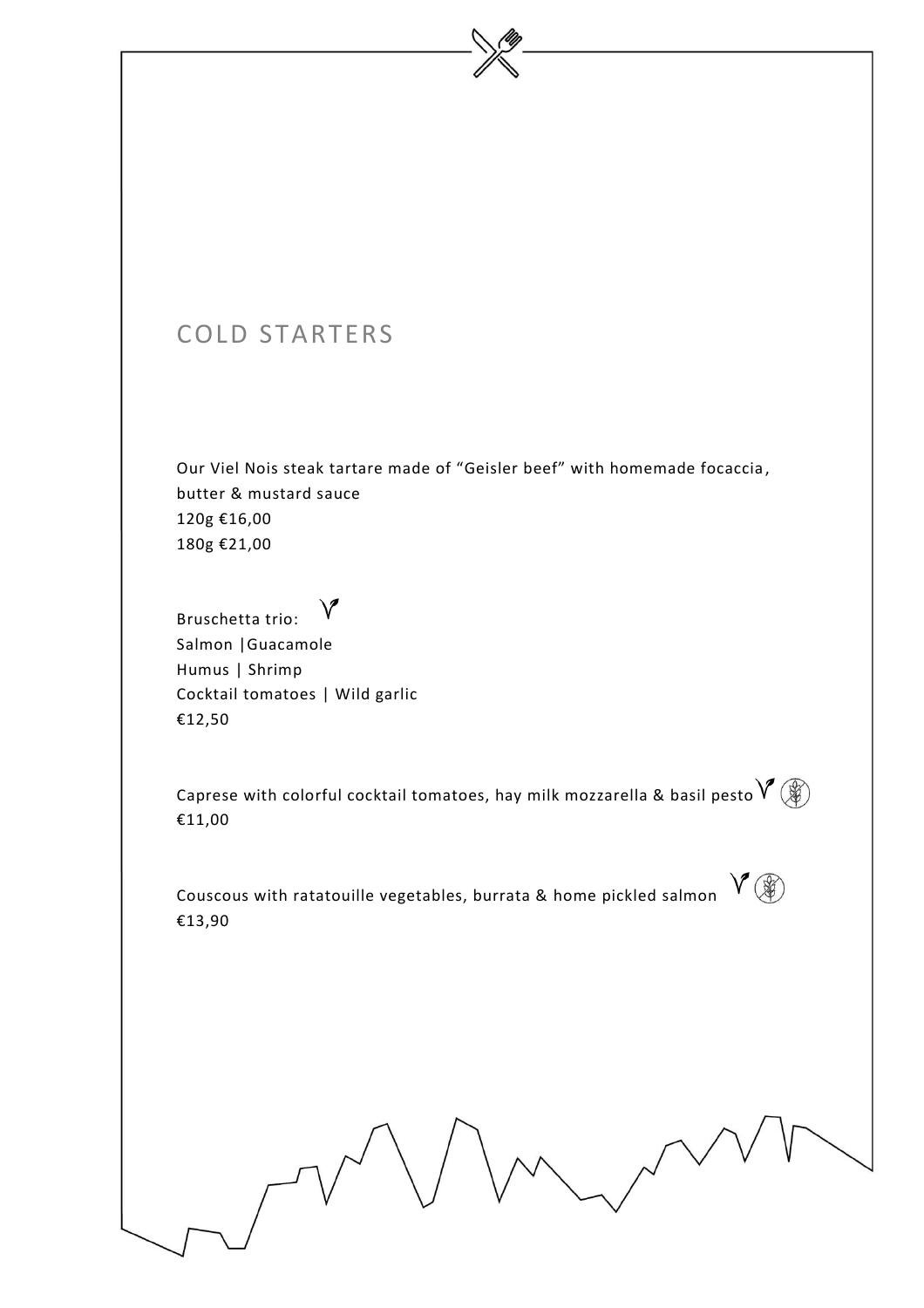## COLD STARTERS

Our Viel Nois steak tartare made of "Geisler beef" with homemade focaccia, butter & mustard sauce
120g €16,00
180g €21,00

Bruschetta trio:
Salmon |Guacamole
Humus | Shrimp
Cocktail tomatoes | Wild garlic
€12,50

Caprese with colorful cocktail tomatoes, hay milk mozzarella & basil pesto
€11,00

Couscous with ratatouille vegetables, burrata & home pickled salmon
€13,90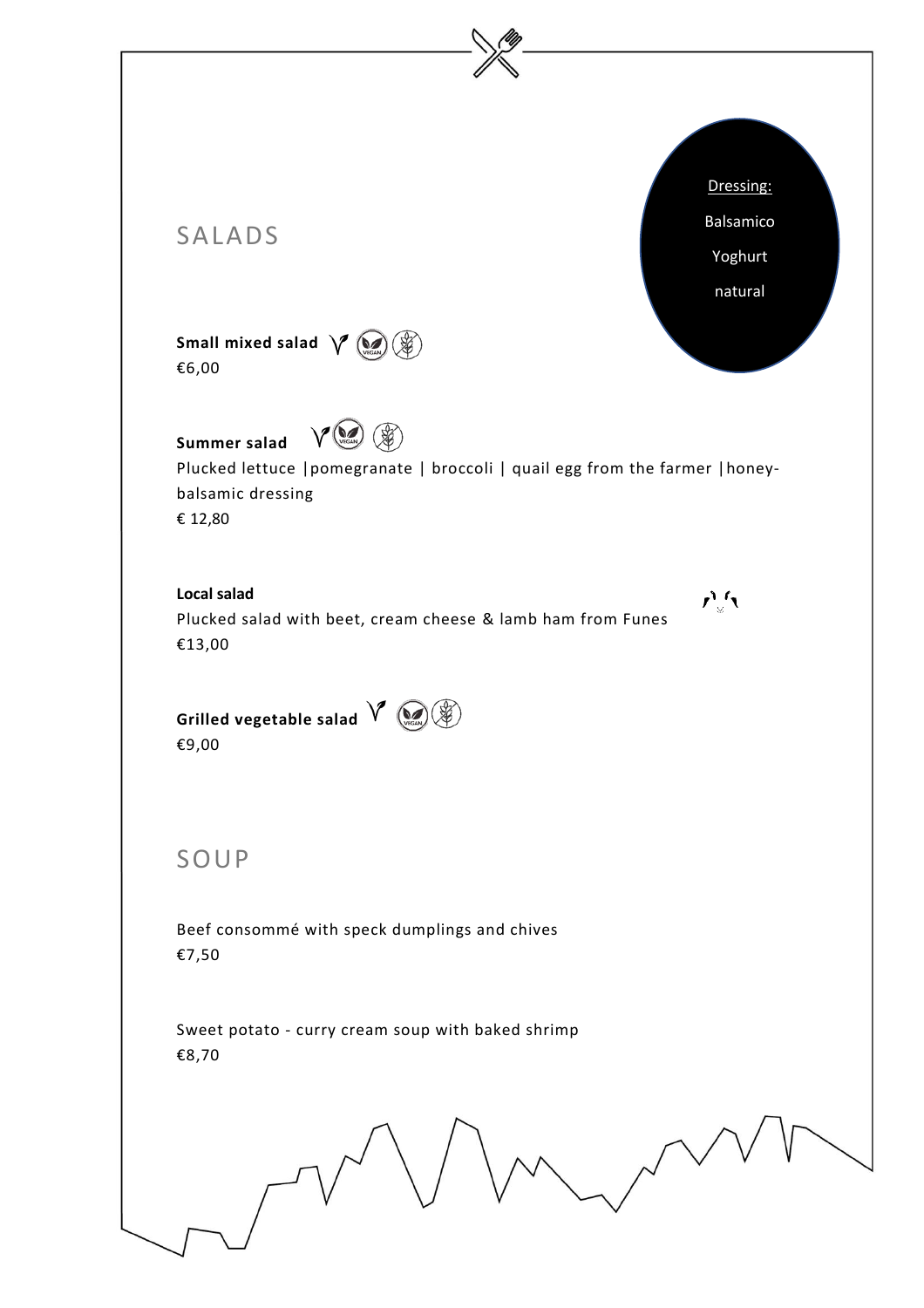## SALADS

Dressing:

Balsamico

Yoghurt

natural

**Small mixed salad**

€6,00

**Summer salad**

Plucked lettuce |pomegranate | broccoli | quail egg from the farmer |honey-balsamic dressing

€ 12,80

**Local salad**

Plucked salad with beet, cream cheese & lamb ham from Funes

€13,00

**Grilled vegetable salad**

€9,00

## SOUP

Beef consommé with speck dumplings and chives

€7,50

Sweet potato - curry cream soup with baked shrimp

€8,70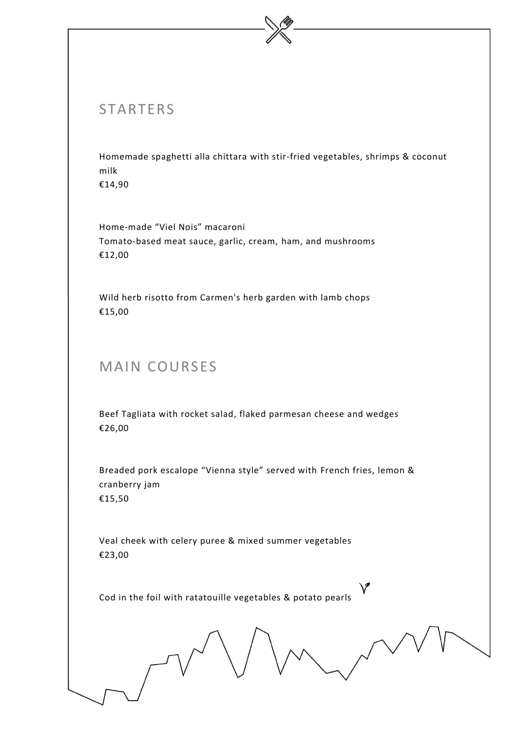## STARTERS

Homemade spaghetti alla chittara with stir-fried vegetables, shrimps & coconut milk
€14,90

Home-made "Viel Nois" macaroni
Tomato-based meat sauce, garlic, cream, ham, and mushrooms
€12,00

Wild herb risotto from Carmen's herb garden with lamb chops
€15,00

## MAIN COURSES

Beef Tagliata with rocket salad, flaked parmesan cheese and wedges
€26,00

Breaded pork escalope "Vienna style" served with French fries, lemon & cranberry jam
€15,50

Veal cheek with celery puree & mixed summer vegetables
€23,00

Cod in the foil with ratatouille vegetables & potato pearls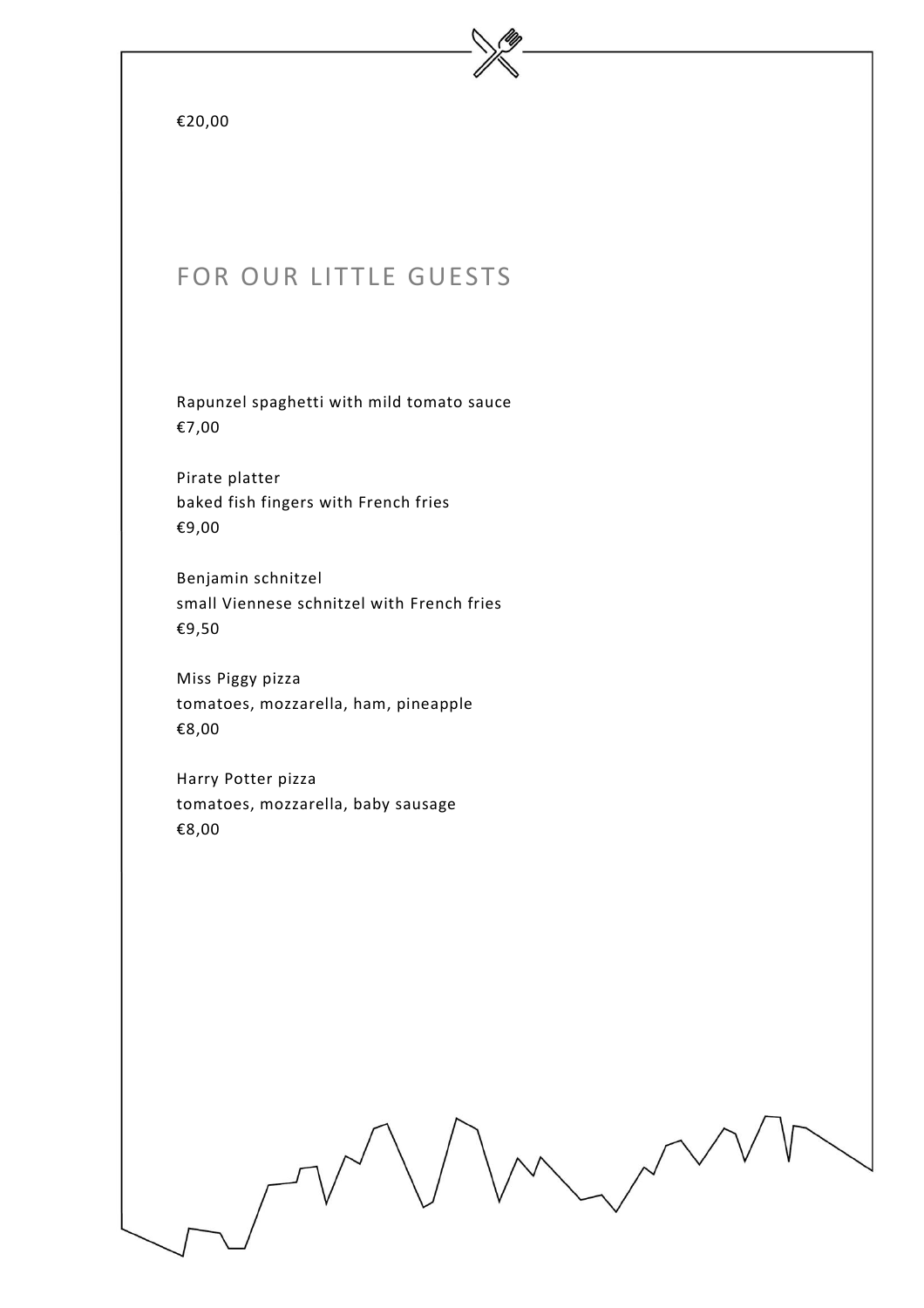€20,00

## FOR OUR LITTLE GUESTS

Rapunzel spaghetti with mild tomato sauce
€7,00

Pirate platter
baked fish fingers with French fries
€9,00

Benjamin schnitzel
small Viennese schnitzel with French fries
€9,50

Miss Piggy pizza
tomatoes, mozzarella, ham, pineapple
€8,00

Harry Potter pizza
tomatoes, mozzarella, baby sausage
€8,00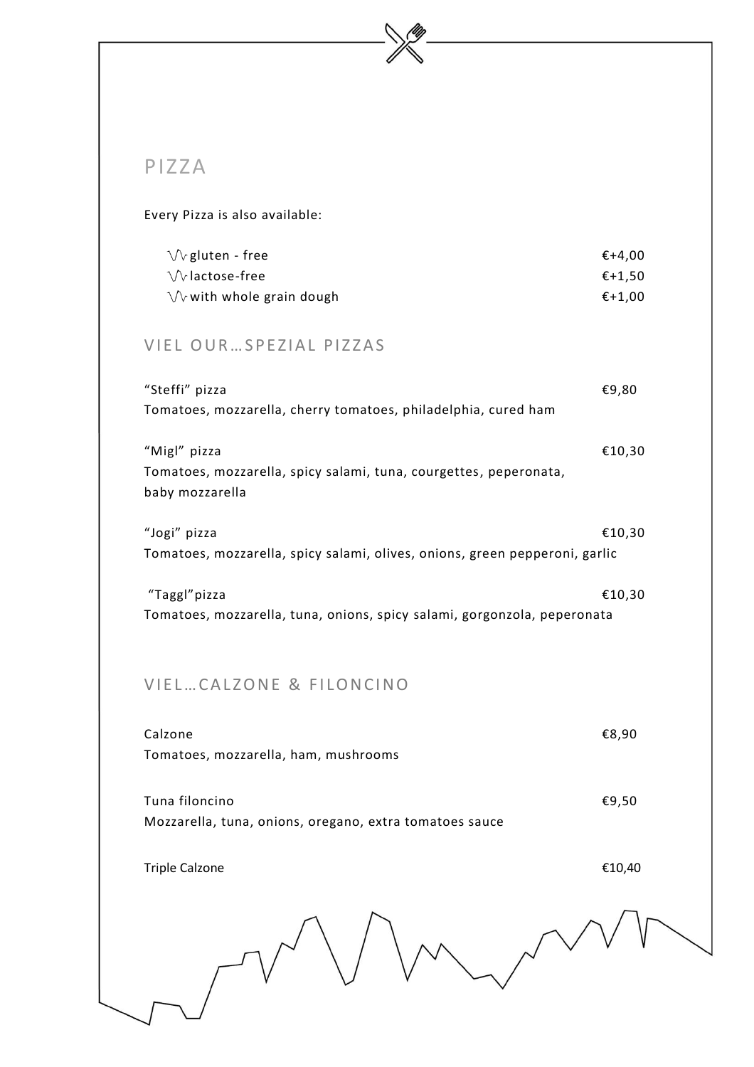# PIZZA

Every Pizza is also available:

- gluten - free €+4,00
- lactose-free €+1,50
- with whole grain dough €+1,00

## VIEL OUR…SPEZIAL PIZZAS

"Steffi" pizza €9,80
Tomatoes, mozzarella, cherry tomatoes, philadelphia, cured ham

"Migl" pizza €10,30
Tomatoes, mozzarella, spicy salami, tuna, courgettes, peperonata, baby mozzarella

"Jogi" pizza €10,30
Tomatoes, mozzarella, spicy salami, olives, onions, green pepperoni, garlic

"Taggl"pizza €10,30
Tomatoes, mozzarella, tuna, onions, spicy salami, gorgonzola, peperonata

## VIEL…CALZONE & FILONCINO

Calzone €8,90
Tomatoes, mozzarella, ham, mushrooms

Tuna filoncino €9,50
Mozzarella, tuna, onions, oregano, extra tomatoes sauce

Triple Calzone €10,40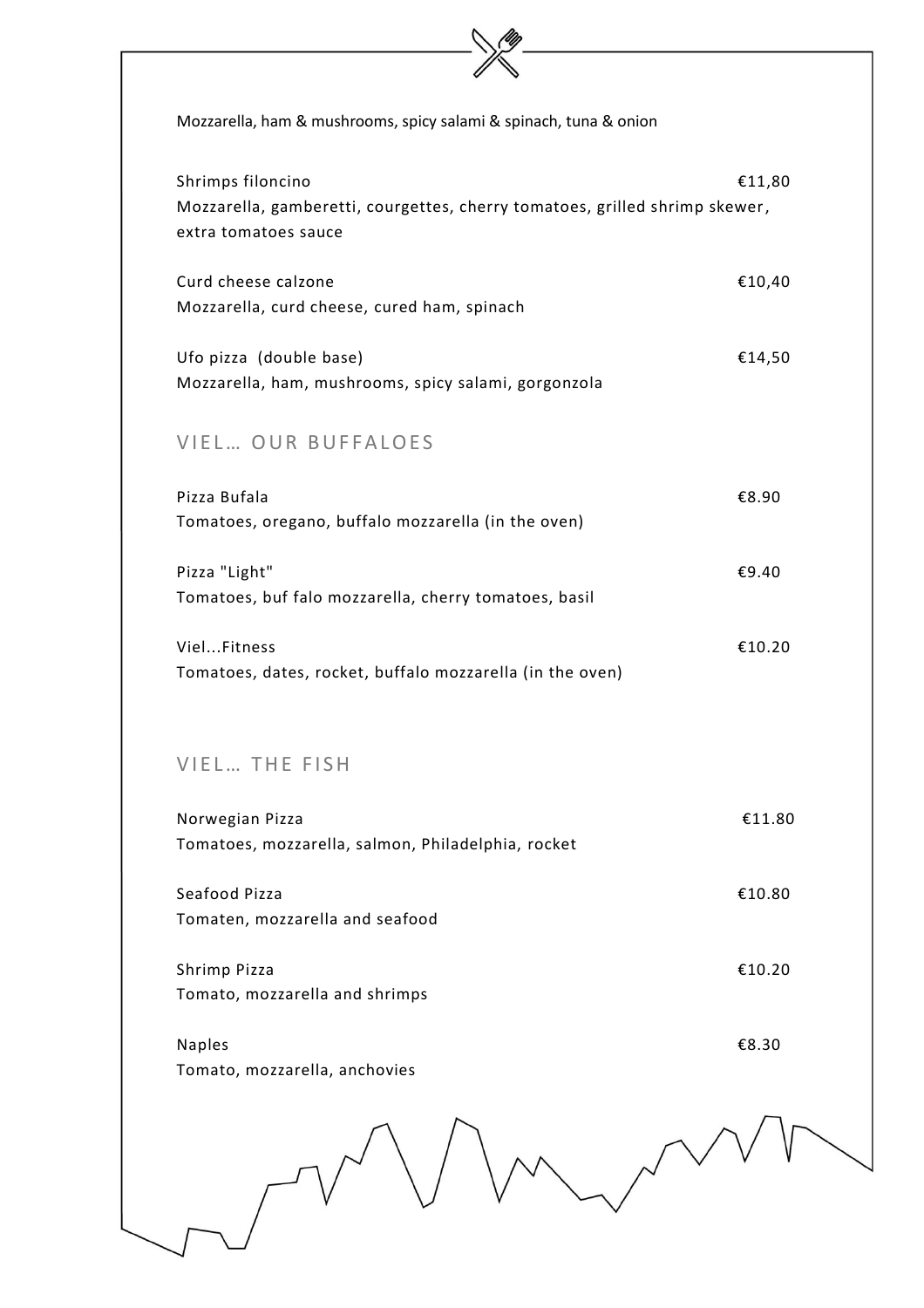Mozzarella, ham & mushrooms, spicy salami & spinach, tuna & onion

Shrimps filoncino €11,80
Mozzarella, gamberetti, courgettes, cherry tomatoes, grilled shrimp skewer, extra tomatoes sauce

Curd cheese calzone €10,40
Mozzarella, curd cheese, cured ham, spinach

Ufo pizza (double base) €14,50
Mozzarella, ham, mushrooms, spicy salami, gorgonzola

## VIEL… OUR BUFFALOES

Pizza Bufala €8.90
Tomatoes, oregano, buffalo mozzarella (in the oven)

Pizza "Light" €9.40
Tomatoes, buf falo mozzarella, cherry tomatoes, basil

Viel...Fitness €10.20
Tomatoes, dates, rocket, buffalo mozzarella (in the oven)

## VIEL… THE FISH

Norwegian Pizza €11.80
Tomatoes, mozzarella, salmon, Philadelphia, rocket

Seafood Pizza €10.80
Tomaten, mozzarella and seafood

Shrimp Pizza €10.20
Tomato, mozzarella and shrimps

Naples €8.30
Tomato, mozzarella, anchovies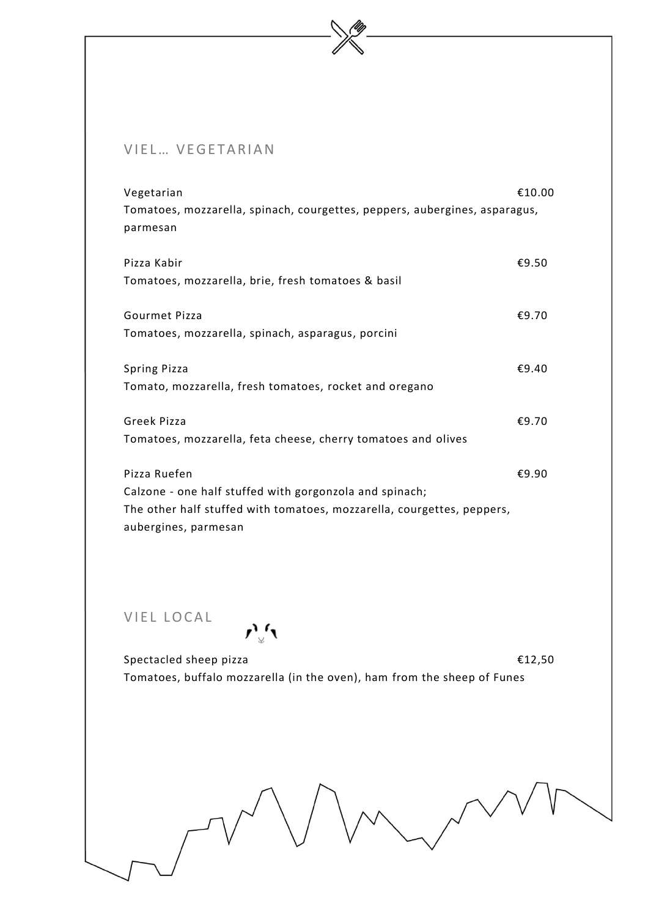## VIEL… VEGETARIAN

**Vegetarian** €10.00
Tomatoes, mozzarella, spinach, courgettes, peppers, aubergines, asparagus, parmesan

**Pizza Kabir** €9.50
Tomatoes, mozzarella, brie, fresh tomatoes & basil

**Gourmet Pizza** €9.70
Tomatoes, mozzarella, spinach, asparagus, porcini

**Spring Pizza** €9.40
Tomato, mozzarella, fresh tomatoes, rocket and oregano

**Greek Pizza** €9.70
Tomatoes, mozzarella, feta cheese, cherry tomatoes and olives

**Pizza Ruefen** €9.90
Calzone - one half stuffed with gorgonzola and spinach;
The other half stuffed with tomatoes, mozzarella, courgettes, peppers, aubergines, parmesan

## VIEL LOCAL

**Spectacled sheep pizza** €12,50
Tomatoes, buffalo mozzarella (in the oven), ham from the sheep of Funes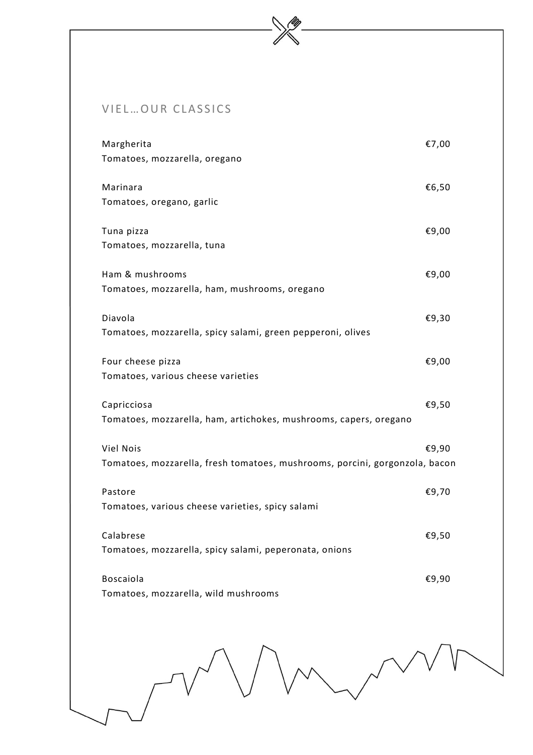## VIEL…OUR CLASSICS

Margherita €7,00
Tomatoes, mozzarella, oregano

Marinara €6,50
Tomatoes, oregano, garlic

Tuna pizza €9,00
Tomatoes, mozzarella, tuna

Ham & mushrooms €9,00
Tomatoes, mozzarella, ham, mushrooms, oregano

Diavola €9,30
Tomatoes, mozzarella, spicy salami, green pepperoni, olives

Four cheese pizza €9,00
Tomatoes, various cheese varieties

Capricciosa €9,50
Tomatoes, mozzarella, ham, artichokes, mushrooms, capers, oregano

Viel Nois €9,90
Tomatoes, mozzarella, fresh tomatoes, mushrooms, porcini, gorgonzola, bacon

Pastore €9,70
Tomatoes, various cheese varieties, spicy salami

Calabrese €9,50
Tomatoes, mozzarella, spicy salami, peperonata, onions

Boscaiola €9,90
Tomatoes, mozzarella, wild mushrooms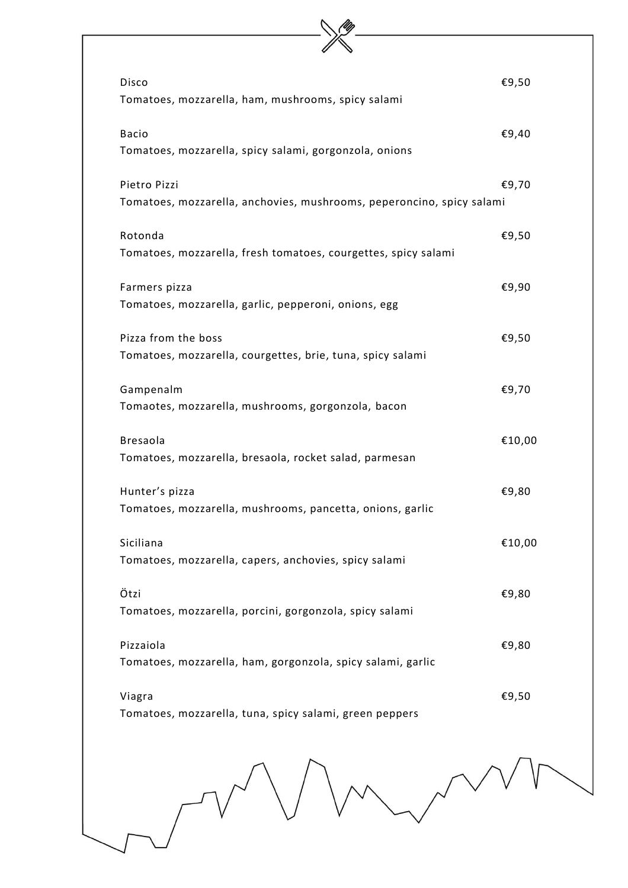Disco €9,50
Tomatoes, mozzarella, ham, mushrooms, spicy salami

Bacio €9,40
Tomatoes, mozzarella, spicy salami, gorgonzola, onions

Pietro Pizzi €9,70
Tomatoes, mozzarella, anchovies, mushrooms, peperoncino, spicy salami

Rotonda €9,50
Tomatoes, mozzarella, fresh tomatoes, courgettes, spicy salami

Farmers pizza €9,90
Tomatoes, mozzarella, garlic, pepperoni, onions, egg

Pizza from the boss €9,50
Tomatoes, mozzarella, courgettes, brie, tuna, spicy salami

Gampenalm €9,70
Tomaotes, mozzarella, mushrooms, gorgonzola, bacon

Bresaola €10,00
Tomatoes, mozzarella, bresaola, rocket salad, parmesan

Hunter's pizza €9,80
Tomatoes, mozzarella, mushrooms, pancetta, onions, garlic

Siciliana €10,00
Tomatoes, mozzarella, capers, anchovies, spicy salami

Ötzi €9,80
Tomatoes, mozzarella, porcini, gorgonzola, spicy salami

Pizzaiola €9,80
Tomatoes, mozzarella, ham, gorgonzola, spicy salami, garlic

Viagra €9,50
Tomatoes, mozzarella, tuna, spicy salami, green peppers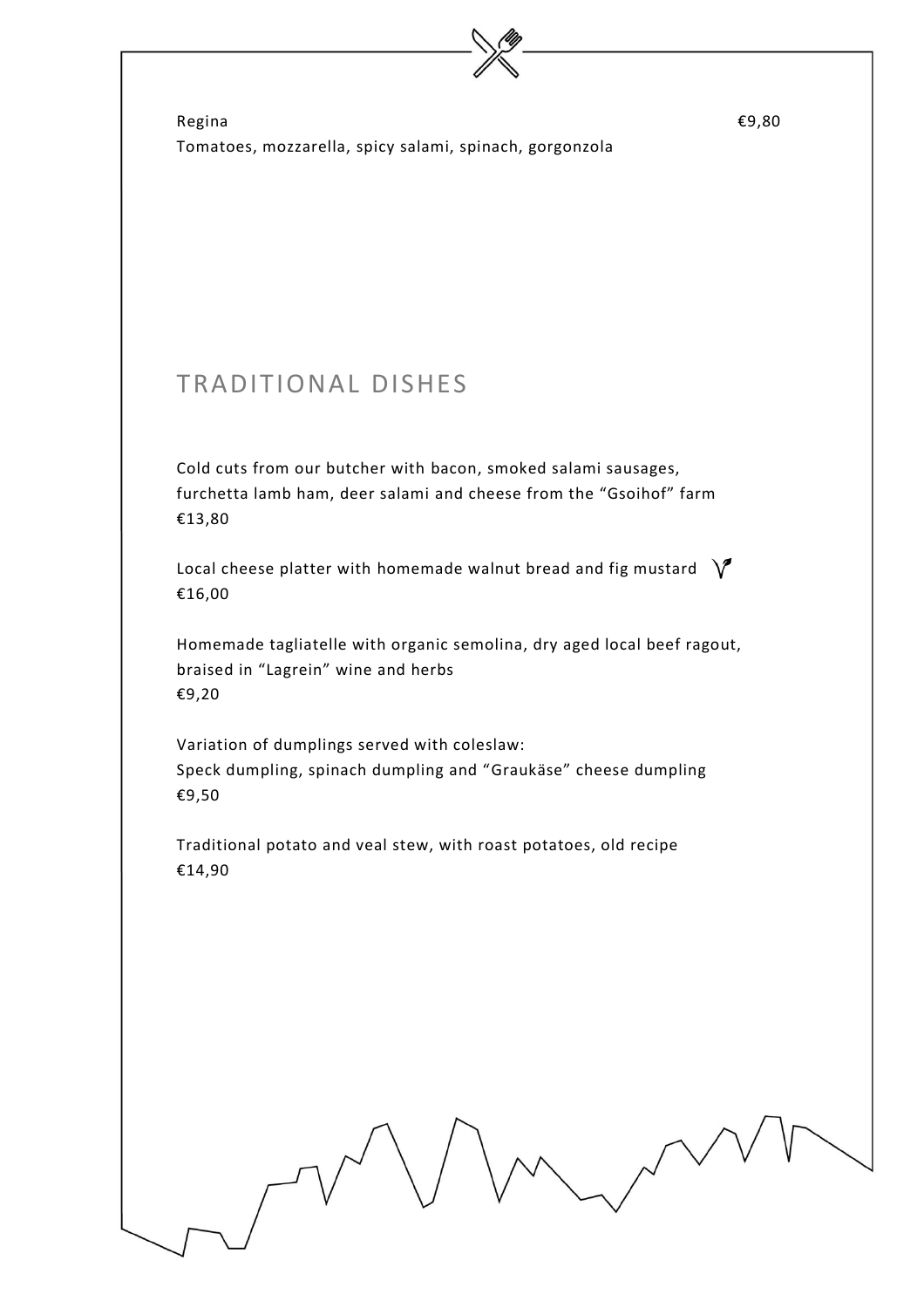Regina €9,80
Tomatoes, mozzarella, spicy salami, spinach, gorgonzola

## TRADITIONAL DISHES

Cold cuts from our butcher with bacon, smoked salami sausages, furchetta lamb ham, deer salami and cheese from the “Gsoihof” farm
€13,80

Local cheese platter with homemade walnut bread and fig mustard
€16,00

Homemade tagliatelle with organic semolina, dry aged local beef ragout, braised in “Lagrein” wine and herbs
€9,20

Variation of dumplings served with coleslaw:
Speck dumpling, spinach dumpling and “Graukäse” cheese dumpling
€9,50

Traditional potato and veal stew, with roast potatoes, old recipe
€14,90